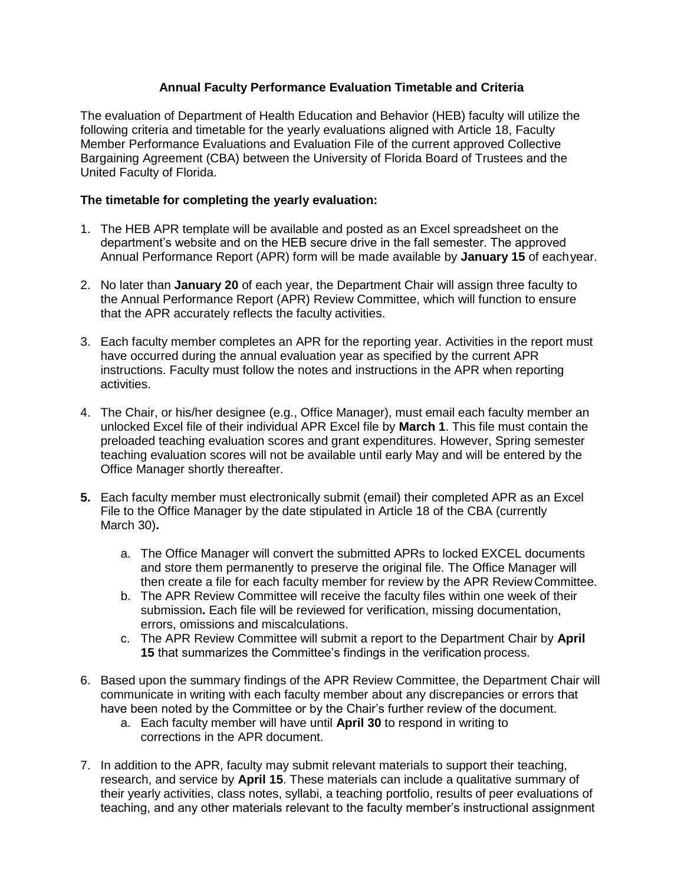**Annual Faculty Performance Evaluation Timetable and Criteria**

The evaluation of Department of Health Education and Behavior (HEB) faculty will utilize the following criteria and timetable for the yearly evaluations aligned with Article 18, Faculty Member Performance Evaluations and Evaluation File of the current approved Collective Bargaining Agreement (CBA) between the University of Florida Board of Trustees and the United Faculty of Florida.

**The timetable for completing the yearly evaluation:**

1. The HEB APR template will be available and posted as an Excel spreadsheet on the department's website and on the HEB secure drive in the fall semester. The approved Annual Performance Report (APR) form will be made available by **January 15** of each year.

2. No later than **January 20** of each year, the Department Chair will assign three faculty to the Annual Performance Report (APR) Review Committee, which will function to ensure that the APR accurately reflects the faculty activities.

3. Each faculty member completes an APR for the reporting year. Activities in the report must have occurred during the annual evaluation year as specified by the current APR instructions. Faculty must follow the notes and instructions in the APR when reporting activities.

4. The Chair, or his/her designee (e.g., Office Manager), must email each faculty member an unlocked Excel file of their individual APR Excel file by **March 1**. This file must contain the preloaded teaching evaluation scores and grant expenditures. However, Spring semester teaching evaluation scores will not be available until early May and will be entered by the Office Manager shortly thereafter.

5. Each faculty member must electronically submit (email) their completed APR as an Excel File to the Office Manager by the date stipulated in Article 18 of the CBA (currently March 30)**.**
    a. The Office Manager will convert the submitted APRs to locked EXCEL documents and store them permanently to preserve the original file. The Office Manager will then create a file for each faculty member for review by the APR Review Committee.
    b. The APR Review Committee will receive the faculty files within one week of their submission**.** Each file will be reviewed for verification, missing documentation, errors, omissions and miscalculations.
    c. The APR Review Committee will submit a report to the Department Chair by **April 15** that summarizes the Committee's findings in the verification process.

6. Based upon the summary findings of the APR Review Committee, the Department Chair will communicate in writing with each faculty member about any discrepancies or errors that have been noted by the Committee or by the Chair's further review of the document.
    a. Each faculty member will have until **April 30** to respond in writing to corrections in the APR document.

7. In addition to the APR, faculty may submit relevant materials to support their teaching, research, and service by **April 15**. These materials can include a qualitative summary of their yearly activities, class notes, syllabi, a teaching portfolio, results of peer evaluations of teaching, and any other materials relevant to the faculty member's instructional assignment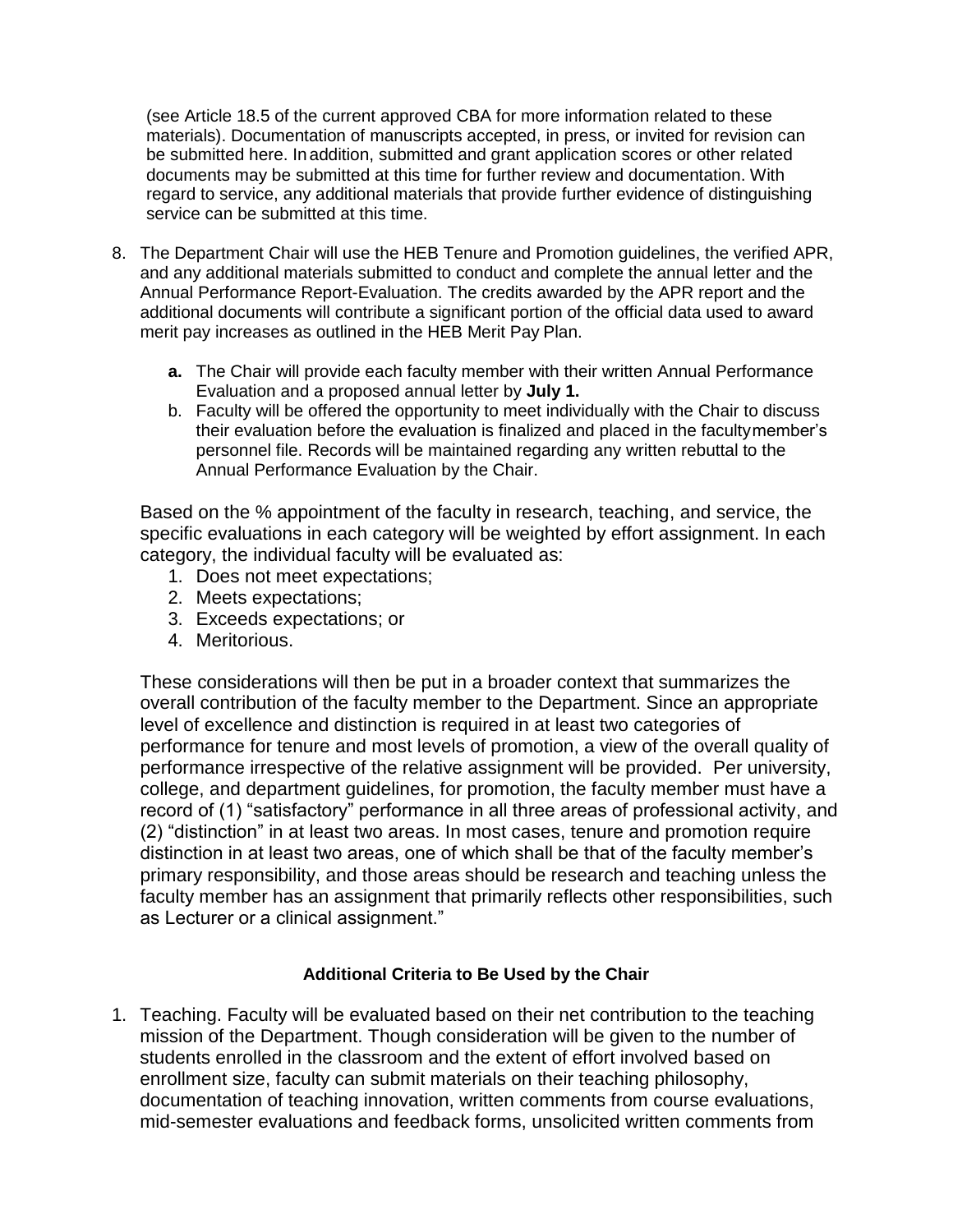(see Article 18.5 of the current approved CBA for more information related to these materials). Documentation of manuscripts accepted, in press, or invited for revision can be submitted here. In addition, submitted and grant application scores or other related documents may be submitted at this time for further review and documentation. With regard to service, any additional materials that provide further evidence of distinguishing service can be submitted at this time.

8. The Department Chair will use the HEB Tenure and Promotion guidelines, the verified APR, and any additional materials submitted to conduct and complete the annual letter and the Annual Performance Report-Evaluation. The credits awarded by the APR report and the additional documents will contribute a significant portion of the official data used to award merit pay increases as outlined in the HEB Merit Pay Plan.
   - **a.** The Chair will provide each faculty member with their written Annual Performance Evaluation and a proposed annual letter by **July 1.**
   - b. Faculty will be offered the opportunity to meet individually with the Chair to discuss their evaluation before the evaluation is finalized and placed in the faculty member's personnel file. Records will be maintained regarding any written rebuttal to the Annual Performance Evaluation by the Chair.

Based on the % appointment of the faculty in research, teaching, and service, the specific evaluations in each category will be weighted by effort assignment. In each category, the individual faculty will be evaluated as:

1. Does not meet expectations;
2. Meets expectations;
3. Exceeds expectations; or
4. Meritorious.

These considerations will then be put in a broader context that summarizes the overall contribution of the faculty member to the Department. Since an appropriate level of excellence and distinction is required in at least two categories of performance for tenure and most levels of promotion, a view of the overall quality of performance irrespective of the relative assignment will be provided. Per university, college, and department guidelines, for promotion, the faculty member must have a record of (1) "satisfactory" performance in all three areas of professional activity, and (2) "distinction" in at least two areas. In most cases, tenure and promotion require distinction in at least two areas, one of which shall be that of the faculty member's primary responsibility, and those areas should be research and teaching unless the faculty member has an assignment that primarily reflects other responsibilities, such as Lecturer or a clinical assignment."

**Additional Criteria to Be Used by the Chair**

1. Teaching. Faculty will be evaluated based on their net contribution to the teaching mission of the Department. Though consideration will be given to the number of students enrolled in the classroom and the extent of effort involved based on enrollment size, faculty can submit materials on their teaching philosophy, documentation of teaching innovation, written comments from course evaluations, mid-semester evaluations and feedback forms, unsolicited written comments from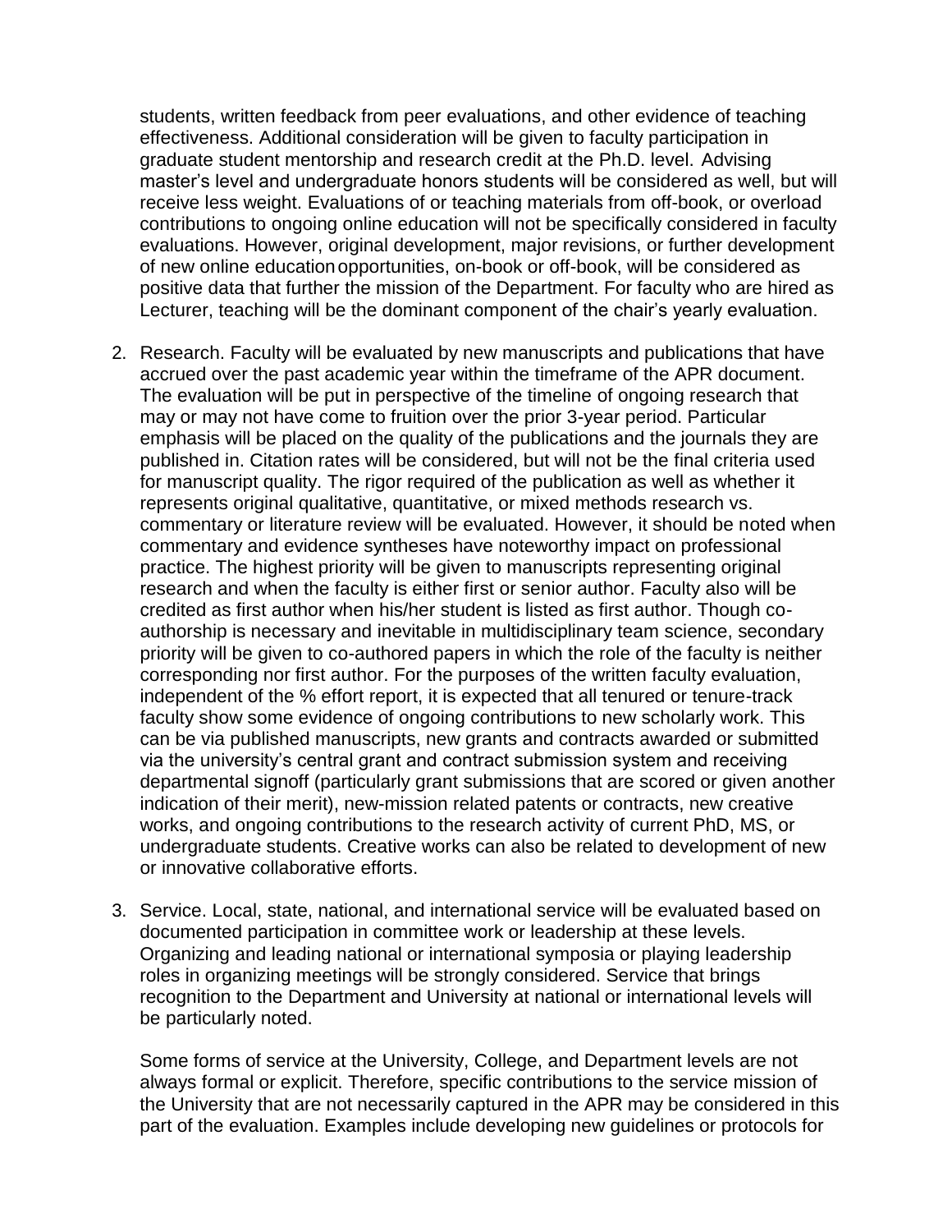students, written feedback from peer evaluations, and other evidence of teaching effectiveness. Additional consideration will be given to faculty participation in graduate student mentorship and research credit at the Ph.D. level. Advising master's level and undergraduate honors students will be considered as well, but will receive less weight. Evaluations of or teaching materials from off-book, or overload contributions to ongoing online education will not be specifically considered in faculty evaluations. However, original development, major revisions, or further development of new online education opportunities, on-book or off-book, will be considered as positive data that further the mission of the Department. For faculty who are hired as Lecturer, teaching will be the dominant component of the chair's yearly evaluation.

2. Research. Faculty will be evaluated by new manuscripts and publications that have accrued over the past academic year within the timeframe of the APR document. The evaluation will be put in perspective of the timeline of ongoing research that may or may not have come to fruition over the prior 3-year period. Particular emphasis will be placed on the quality of the publications and the journals they are published in. Citation rates will be considered, but will not be the final criteria used for manuscript quality. The rigor required of the publication as well as whether it represents original qualitative, quantitative, or mixed methods research vs. commentary or literature review will be evaluated. However, it should be noted when commentary and evidence syntheses have noteworthy impact on professional practice. The highest priority will be given to manuscripts representing original research and when the faculty is either first or senior author. Faculty also will be credited as first author when his/her student is listed as first author. Though co-authorship is necessary and inevitable in multidisciplinary team science, secondary priority will be given to co-authored papers in which the role of the faculty is neither corresponding nor first author. For the purposes of the written faculty evaluation, independent of the % effort report, it is expected that all tenured or tenure-track faculty show some evidence of ongoing contributions to new scholarly work. This can be via published manuscripts, new grants and contracts awarded or submitted via the university's central grant and contract submission system and receiving departmental signoff (particularly grant submissions that are scored or given another indication of their merit), new-mission related patents or contracts, new creative works, and ongoing contributions to the research activity of current PhD, MS, or undergraduate students. Creative works can also be related to development of new or innovative collaborative efforts.

3. Service. Local, state, national, and international service will be evaluated based on documented participation in committee work or leadership at these levels. Organizing and leading national or international symposia or playing leadership roles in organizing meetings will be strongly considered. Service that brings recognition to the Department and University at national or international levels will be particularly noted.

   Some forms of service at the University, College, and Department levels are not always formal or explicit. Therefore, specific contributions to the service mission of the University that are not necessarily captured in the APR may be considered in this part of the evaluation. Examples include developing new guidelines or protocols for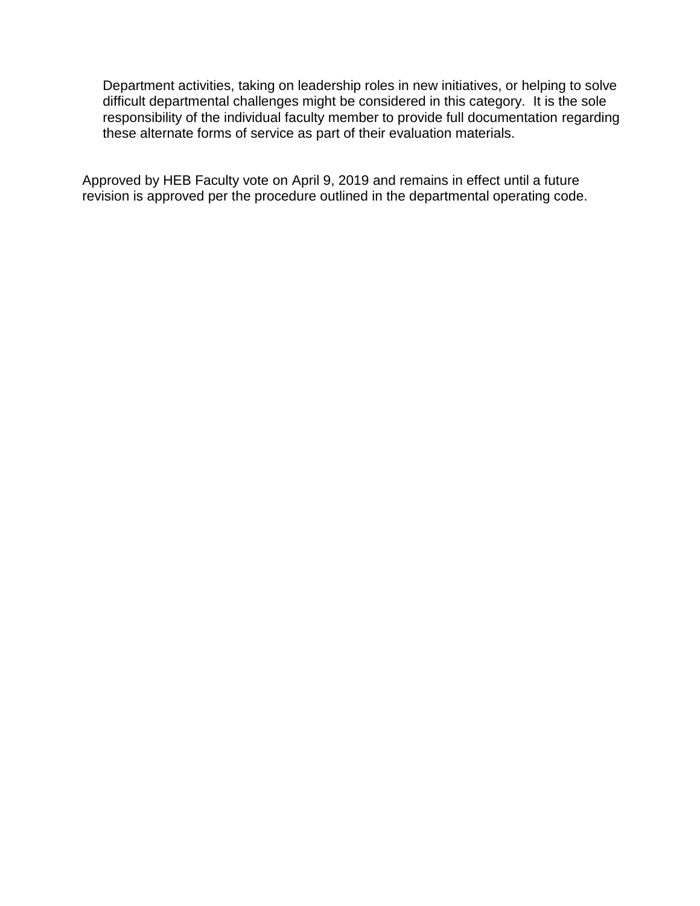Department activities, taking on leadership roles in new initiatives, or helping to solve difficult departmental challenges might be considered in this category. It is the sole responsibility of the individual faculty member to provide full documentation regarding these alternate forms of service as part of their evaluation materials.

Approved by HEB Faculty vote on April 9, 2019 and remains in effect until a future revision is approved per the procedure outlined in the departmental operating code.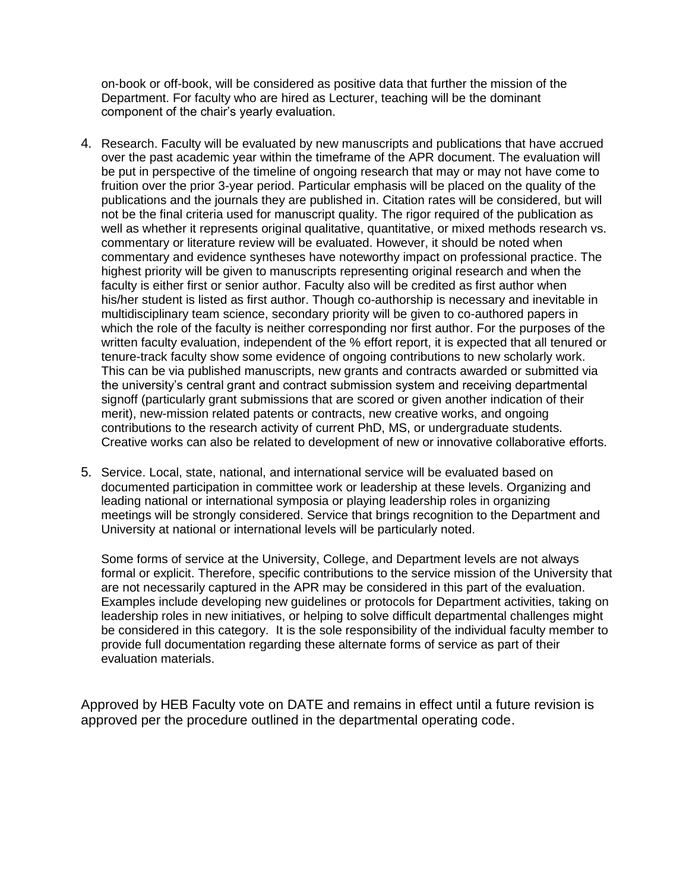on-book or off-book, will be considered as positive data that further the mission of the Department. For faculty who are hired as Lecturer, teaching will be the dominant component of the chair's yearly evaluation.

4. Research. Faculty will be evaluated by new manuscripts and publications that have accrued over the past academic year within the timeframe of the APR document. The evaluation will be put in perspective of the timeline of ongoing research that may or may not have come to fruition over the prior 3-year period. Particular emphasis will be placed on the quality of the publications and the journals they are published in. Citation rates will be considered, but will not be the final criteria used for manuscript quality. The rigor required of the publication as well as whether it represents original qualitative, quantitative, or mixed methods research vs. commentary or literature review will be evaluated. However, it should be noted when commentary and evidence syntheses have noteworthy impact on professional practice. The highest priority will be given to manuscripts representing original research and when the faculty is either first or senior author. Faculty also will be credited as first author when his/her student is listed as first author. Though co-authorship is necessary and inevitable in multidisciplinary team science, secondary priority will be given to co-authored papers in which the role of the faculty is neither corresponding nor first author. For the purposes of the written faculty evaluation, independent of the % effort report, it is expected that all tenured or tenure-track faculty show some evidence of ongoing contributions to new scholarly work. This can be via published manuscripts, new grants and contracts awarded or submitted via the university's central grant and contract submission system and receiving departmental signoff (particularly grant submissions that are scored or given another indication of their merit), new-mission related patents or contracts, new creative works, and ongoing contributions to the research activity of current PhD, MS, or undergraduate students. Creative works can also be related to development of new or innovative collaborative efforts.

5. Service. Local, state, national, and international service will be evaluated based on documented participation in committee work or leadership at these levels. Organizing and leading national or international symposia or playing leadership roles in organizing meetings will be strongly considered. Service that brings recognition to the Department and University at national or international levels will be particularly noted.

   Some forms of service at the University, College, and Department levels are not always formal or explicit. Therefore, specific contributions to the service mission of the University that are not necessarily captured in the APR may be considered in this part of the evaluation. Examples include developing new guidelines or protocols for Department activities, taking on leadership roles in new initiatives, or helping to solve difficult departmental challenges might be considered in this category. It is the sole responsibility of the individual faculty member to provide full documentation regarding these alternate forms of service as part of their evaluation materials.

Approved by HEB Faculty vote on DATE and remains in effect until a future revision is approved per the procedure outlined in the departmental operating code.